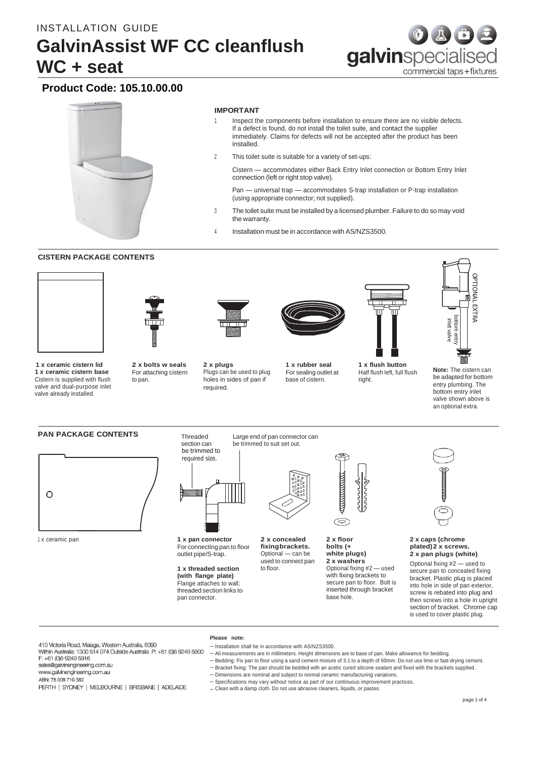INSTALLATION GUIDE

# GalvinAssist WF CC cleanflush WC + seat

galvinspecialised
commercial taps + fixtures

## Product Code: 105.10.00.00

### IMPORTANT

1. Inspect the components before installation to ensure there are no visible defects. If a defect is found, do not install the toilet suite, and contact the supplier immediately. Claims for defects will not be accepted after the product has been installed.
2. This toilet suite is suitable for a variety of set-ups:

   Cistern — accommodates either Back Entry Inlet connection or Bottom Entry Inlet connection (left or right stop valve).

   Pan — universal trap — accommodates S-trap installation or P-trap installation (using appropriate connector; not supplied).
3. The toilet suite must be installed by a licensed plumber. Failure to do so may void the warranty.
4. Installation must be in accordance with AS/NZS3500.

### CISTERN PACKAGE CONTENTS

**1 x ceramic cistern lid**
**1 x ceramic cistern base**
Cistern is supplied with flush valve and dual-purpose inlet valve already installed.

**2 x bolts w seals**
For attaching cistern to pan.

**2 x plugs**
Plugs can be used to plug holes in sides of pan if required.

**1 x rubber seal**
For sealing outlet at base of cistern.

**1 x flush button**
Half flush left, full flush right.

OPTIONAL EXTRA
bottom entry inlet valve

**Note:** The cistern can be adapted for bottom entry plumbing. The bottom entry inlet valve shown above is an optional extra.

### PAN PACKAGE CONTENTS

1 x ceramic pan

Threaded section can be trimmed to required size.

Large end of pan connector can be trimmed to suit set out.

**1 x pan connector**
For connecting pan to floor outlet pipe/S-trap.

**1 x threaded section (with flange plate)**
Flange attaches to wall; threaded section links to pan connector.

**2 x concealed fixing brackets.**
Optional — can be used to connect pan to floor.

**2 x floor bolts (+ white plugs)**
**2 x washers**
Optional fixing #2 — used with fixing brackets to secure pan to floor. Bolt is inserted through bracket base hole.

**2 x caps (chrome plated) 2 x screws.**
**2 x pan plugs (white)**
Optional fixing #2 — used to secure pan to concealed fixing bracket. Plastic plug is placed into hole in side of pan exterior, screw is rebated into plug and then screws into a hole in upright section of bracket. Chrome cap is used to cover plastic plug.

---

410 Victoria Road, Malaga, Western Australia, 6090
Within Australia: 1300 514 074 Outside Australia P: +61 (0)8 9249 5900
F: +61 (0)8 9249 5916
sales@galvinengineering.com.au
www.galvinengineering.com.au
ABN: 78 008 719 382
PERTH | SYDNEY | MELBOURNE | BRISBANE | ADELAIDE

**Please note:**

- Installation shall be in accordance with AS/NZS3500.
- All measurements are in millimeters. Height dimensions are to base of pan. Make allowance for bedding.
- Bedding: Fix pan to floor using a sand cement mixture of 3:1 to a depth of 60mm. Do not use lime or fast-drying cement.
- Bracket fixing: The pan should be bedded with an acetic cured silicone sealant and fixed with the brackets supplied.
- Dimensions are nominal and subject to normal ceramic manufacturing variations.
- Specifications may vary without notice as part of our continuous improvement practices.
- Clean with a damp cloth. Do not use abrasive cleaners, liquids, or pastes.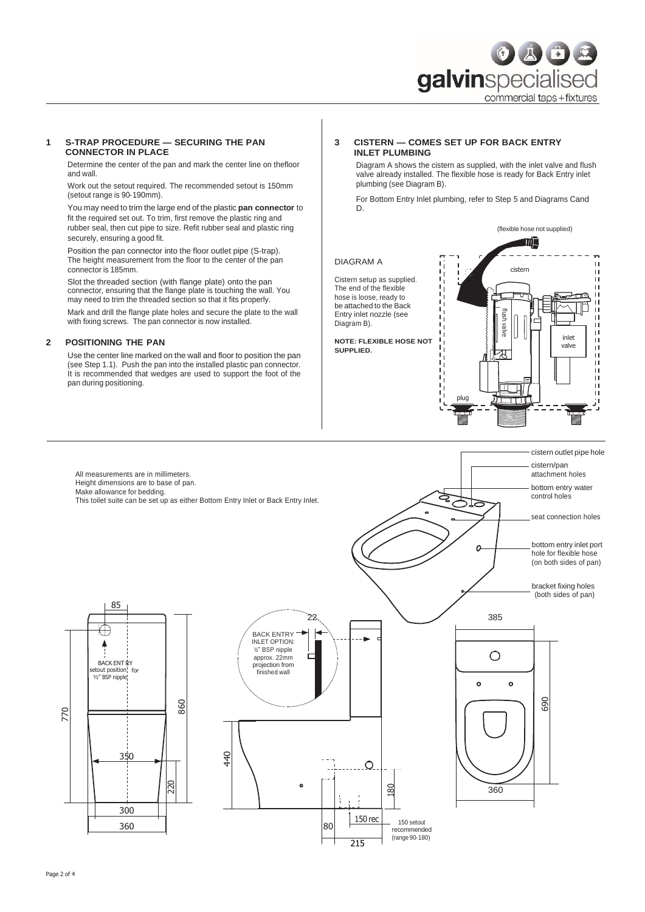## 1 S-TRAP PROCEDURE — SECURING THE PAN CONNECTOR IN PLACE

Determine the center of the pan and mark the center line on thefloor and wall.

Work out the setout required. The recommended setout is 150mm (setout range is 90-190mm).

You may need to trim the large end of the plastic **pan connector** to fit the required set out. To trim, first remove the plastic ring and rubber seal, then cut pipe to size. Refit rubber seal and plastic ring securely, ensuring a good fit.

Position the pan connector into the floor outlet pipe (S-trap). The height measurement from the floor to the center of the pan connector is 185mm.

Slot the threaded section (with flange plate) onto the pan connector, ensuring that the flange plate is touching the wall. You may need to trim the threaded section so that it fits properly.

Mark and drill the flange plate holes and secure the plate to the wall with fixing screws. The pan connector is now installed.

## 2 POSITIONING THE PAN

Use the center line marked on the wall and floor to position the pan (see Step 1.1). Push the pan into the installed plastic pan connector. It is recommended that wedges are used to support the foot of the pan during positioning.

## 3 CISTERN — COMES SET UP FOR BACK ENTRY INLET PLUMBING

Diagram A shows the cistern as supplied, with the inlet valve and flush valve already installed. The flexible hose is ready for Back Entry inlet plumbing (see Diagram B).

For Bottom Entry Inlet plumbing, refer to Step 5 and Diagrams Cand D.

DIAGRAM A

Cistern setup as supplied. The end of the flexible hose is loose, ready to be attached to the Back Entry inlet nozzle (see Diagram B).

**NOTE: FLEXIBLE HOSE NOT SUPPLIED.**

(flexible hose not supplied)

cistern

flush valve

inlet valve

plug

All measurements are in millimeters.
Height dimensions are to base of pan.
Make allowance for bedding.
This toilet suite can be set up as either Bottom Entry Inlet or Back Entry Inlet.

cistern outlet pipe hole

cistern/pan attachment holes

bottom entry water control holes

seat connection holes

bottom entry inlet port hole for flexible hose (on both sides of pan)

bracket fixing holes (both sides of pan)

85

BACK ENTRY setout position for ½" BSP nipple

770

860

350

220

300

360

22

BACK ENTRY INLET OPTION: ½" BSP nipple approx. 22mm projection from finished wall

440

180

80

150 rec

215

150 setout recommended (range 90-180)

385

690

360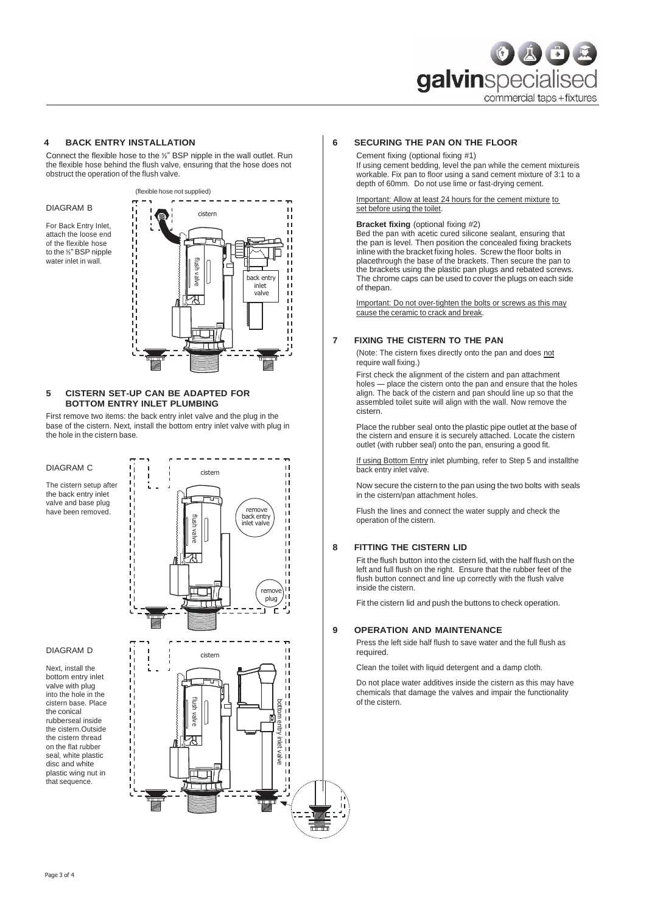## 4 BACK ENTRY INSTALLATION

Connect the flexible hose to the ½" BSP nipple in the wall outlet. Run the flexible hose behind the flush valve, ensuring that the hose does not obstruct the operation of the flush valve.

DIAGRAM B

For Back Entry Inlet, attach the loose end of the flexible hose to the ½" BSP nipple water inlet in wall.

(flexible hose not supplied)

cistern

flush valve

back entry inlet valve

## 5 CISTERN SET-UP CAN BE ADAPTED FOR BOTTOM ENTRY INLET PLUMBING

First remove two items: the back entry inlet valve and the plug in the base of the cistern. Next, install the bottom entry inlet valve with plug in the hole in the cistern base.

DIAGRAM C

The cistern setup after the back entry inlet valve and base plug have been removed.

cistern

flush valve

remove back entry inlet valve

remove plug

DIAGRAM D

Next, install the bottom entry inlet valve with plug into the hole in the cistern base. Place the conical rubberseal inside the cistern.Outside the cistern thread on the flat rubber seal, white plastic disc and white plastic wing nut in that sequence.

cistern

flush valve

bottom entry inlet valve

## 6 SECURING THE PAN ON THE FLOOR

Cement fixing (optional fixing #1)
If using cement bedding, level the pan while the cement mixtureis workable. Fix pan to floor using a sand cement mixture of 3:1 to a depth of 60mm. Do not use lime or fast-drying cement.

Important: Allow at least 24 hours for the cement mixture to set before using the toilet.

**Bracket fixing** (optional fixing #2)
Bed the pan with acetic cured silicone sealant, ensuring that the pan is level. Then position the concealed fixing brackets inline with the bracket fixing holes. Screw the floor bolts in placethrough the base of the brackets. Then secure the pan to the brackets using the plastic pan plugs and rebated screws. The chrome caps can be used to cover the plugs on each side of thepan.

Important: Do not over-tighten the bolts or screws as this may cause the ceramic to crack and break.

## 7 FIXING THE CISTERN TO THE PAN

(Note: The cistern fixes directly onto the pan and does not require wall fixing.)

First check the alignment of the cistern and pan attachment holes — place the cistern onto the pan and ensure that the holes align. The back of the cistern and pan should line up so that the assembled toilet suite will align with the wall. Now remove the cistern.

Place the rubber seal onto the plastic pipe outlet at the base of the cistern and ensure it is securely attached. Locate the cistern outlet (with rubber seal) onto the pan, ensuring a good fit.

If using Bottom Entry inlet plumbing, refer to Step 5 and installthe back entry inlet valve.

Now secure the cistern to the pan using the two bolts with seals in the cistern/pan attachment holes.

Flush the lines and connect the water supply and check the operation of the cistern.

## 8 FITTING THE CISTERN LID

Fit the flush button into the cistern lid, with the half flush on the left and full flush on the right. Ensure that the rubber feet of the flush button connect and line up correctly with the flush valve inside the cistern.

Fit the cistern lid and push the buttons to check operation.

## 9 OPERATION AND MAINTENANCE

Press the left side half flush to save water and the full flush as required.

Clean the toilet with liquid detergent and a damp cloth.

Do not place water additives inside the cistern as this may have chemicals that damage the valves and impair the functionality of the cistern.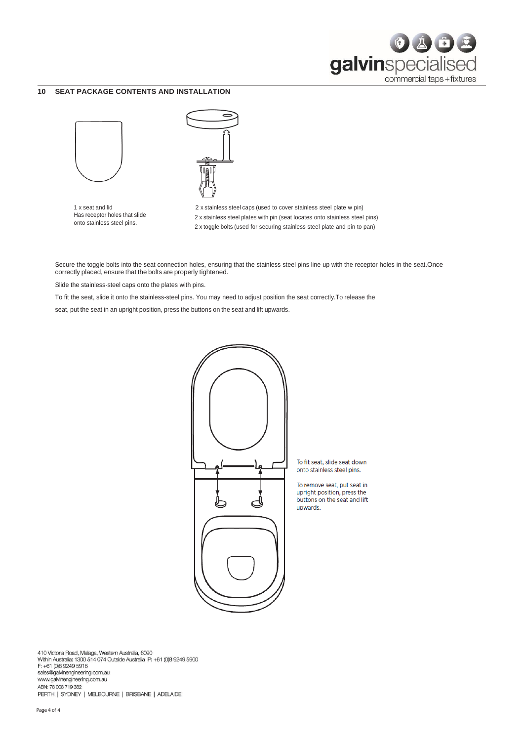## 10 SEAT PACKAGE CONTENTS AND INSTALLATION

1 x seat and lid
Has receptor holes that slide onto stainless steel pins.

2 x stainless steel caps (used to cover stainless steel plate w pin)
2 x stainless steel plates with pin (seat locates onto stainless steel pins)
2 x toggle bolts (used for securing stainless steel plate and pin to pan)

Secure the toggle bolts into the seat connection holes, ensuring that the stainless steel pins line up with the receptor holes in the seat.Once correctly placed, ensure that the bolts are properly tightened.

Slide the stainless-steel caps onto the plates with pins.

To fit the seat, slide it onto the stainless-steel pins. You may need to adjust position the seat correctly.To release the seat, put the seat in an upright position, press the buttons on the seat and lift upwards.

To fit seat, slide seat down onto stainless steel pins.

To remove seat, put seat in upright position, press the buttons on the seat and lift upwards.

410 Victoria Road, Malaga, Western Australia, 6090
Within Australia: 1300 514 074 Outside Australia P: +61 (0)8 9249 5900
F: +61 (0)8 9249 5916
sales@galvinengineering.com.au
www.galvinengineering.com.au
ABN: 78 008 719 382
PERTH | SYDNEY | MELBOURNE | BRISBANE | ADELAIDE